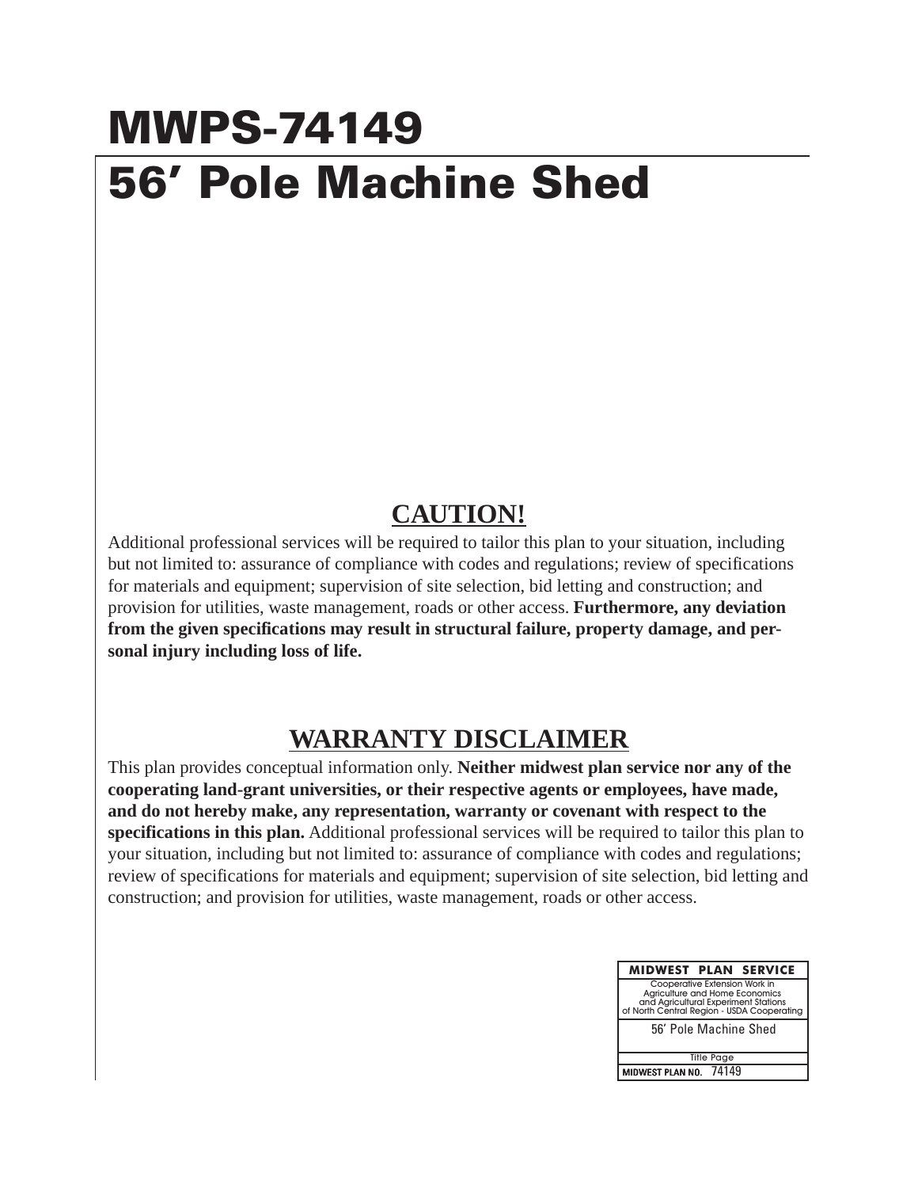# MWPS-74149

# 56′ Pole Machine Shed

## CAUTION!

Additional professional services will be required to tailor this plan to your situation, including but not limited to: assurance of compliance with codes and regulations; review of specifications for materials and equipment; supervision of site selection, bid letting and construction; and provision for utilities, waste management, roads or other access. **Furthermore, any deviation from the given specifications may result in structural failure, property damage, and personal injury including loss of life.**

## WARRANTY DISCLAIMER

This plan provides conceptual information only. **Neither midwest plan service nor any of the cooperating land-grant universities, or their respective agents or employees, have made, and do not hereby make, any representation, warranty or covenant with respect to the specifications in this plan.** Additional professional services will be required to tailor this plan to your situation, including but not limited to: assurance of compliance with codes and regulations; review of specifications for materials and equipment; supervision of site selection, bid letting and construction; and provision for utilities, waste management, roads or other access.

| MIDWEST PLAN SERVICE |
| --- |
| Cooperative Extension Work in Agriculture and Home Economics and Agricultural Experiment Stations of North Central Region - USDA Cooperating |
| 56′ Pole Machine Shed |
| Title Page |
| MIDWEST PLAN NO. 74149 |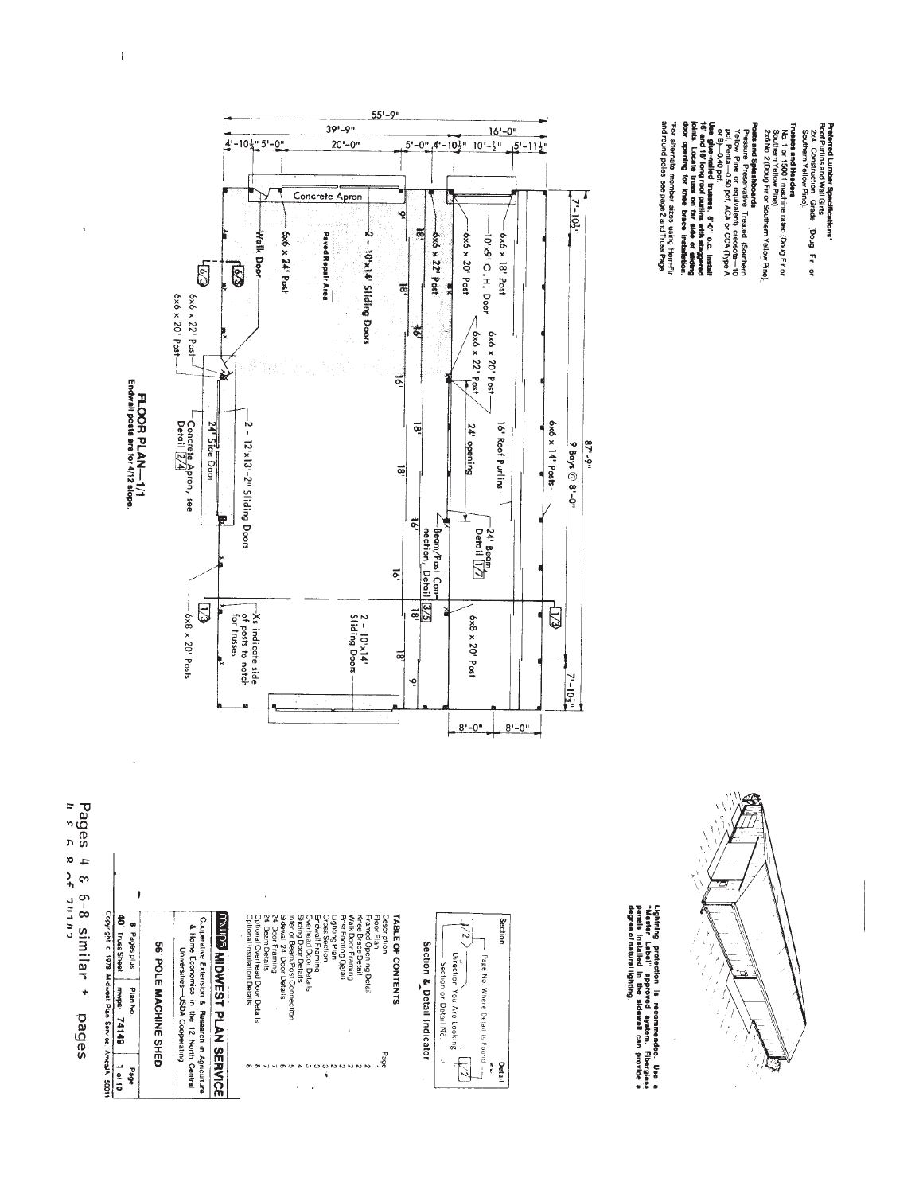**Preferred Lumber Specifications\***

Roof Purlins and Wall Girts
No. 2 Construction Grade (Doug Fir or Southern Yellow Pine).

**Trusses and Headers**
No. 1 or 1500 f machine rated (Doug Fir or Southern Yellow Pine).
2x6 No. 2 (Doug Fir or Southern Yellow Pine).

**Posts and Splashboards**
Pressure Preservative Treated (Southern Yellow Pine or equivalent): creosote—10 pcf, Penta—0.50 pcf, ACA or CCA (Type A or B)—0.40 pcf.

**Use glue-nailed trusses, 8'-0" o.c. Install 16' and 18' long roof purlins with staggered joints. Locate truss on far side of sliding door opening for knee brace installation.**

\*For alternate member sizes using Hem-Fir and round poles, see page 2 and Truss Page.

## FLOOR PLAN—1/1

Endwall posts are for 4/12 slope.

Dimensions: 55'-9"; 39'-9"; 16'-0"; 4'-10½"; 5'-0"; 20'-0"; 5'-0"; 4'-10½"; 10'-½"; 5'-11½"; 87'-9"; 9 Bays @ 8'-0"; 7'-10½"; 7'-10½"; 8'-0"; 8'-0"; 9'; 18'; 18'; 16'; 18'; 18'; 16'; 16'; 18'; 18'; 9'

Labels: Concrete Apron; 6x6 x 18' Post; 10'x9' O.H. Door; 6x6 x 20' Post; 6x6 x 22' Post; 6x6 x 20' Post; 6x6 x 22' Post; 24' opening; 16' Roof Purlins; 6x6 x 14' Posts; 24' Beam, Detail 1/7; Beam/Post Connection, Detail 3/5; 6x8 x 20' Post; 1/3; 2 - 10'x14' Sliding Doors; Xs indicate side of posts to notch for trusses; 6x8 x 20' Posts; 2 - 12'x13'-2" Sliding Doors; 24' Side Door; Concrete Apron, see Detail 2/4; 6x6 x 22' Post; 6x6 x 20' Post; 6/3; 6/3; Walk Door; 6x6 x 24' Post; Paved Repair Area; 2 - 10'x14' Sliding Doors

Lightning protection is recommended. Use a "Master Label" approved system. Fiberglass panels installed in the sidewall can provide a degree of natural lighting.

### Section & Detail Indicator

Section — Page No. Where Detail is Found — Detail
Direction You Are Looking
Section or Detail No.

### TABLE OF CONTENTS

| Description | Page |
| --- | --- |
| Floor Plan | 1 |
| Frame Opening Detail | 2 |
| Knee Brace Detail | 2 |
| Walk Door Framing | 2 |
| Post Footing Detail | 2 |
| Lighting Plan | 2 |
| Cross Section | 3 |
| Endwall Framing | 3 |
| Overhead Door Details | 4 |
| Sliding Door Details | 4 |
| Interior Beam/Post Connection | 5 |
| Sidewall 24' Door Details | 5 |
| 24' Door Framing | 6 |
| 24' Beam Details | 7 |
| Optional Overhead Door Details | 7 |
| Optional Insulation Details | 8 |

**MWPS MIDWEST PLAN SERVICE**

Cooperative Extension & Research in Agriculture & Home Economics in the 12 North Central Universities—USDA Cooperating

**56' POLE MACHINE SHED**

| 8 Pages plus 40 Truss Sheet | Plan No. mwps- 74149 | Page 1 of 10 |
| --- | --- | --- |

Copyright © 1978 Midwest Plan Service Ames IA 50011

Pages 4 & 6-8 similar + pages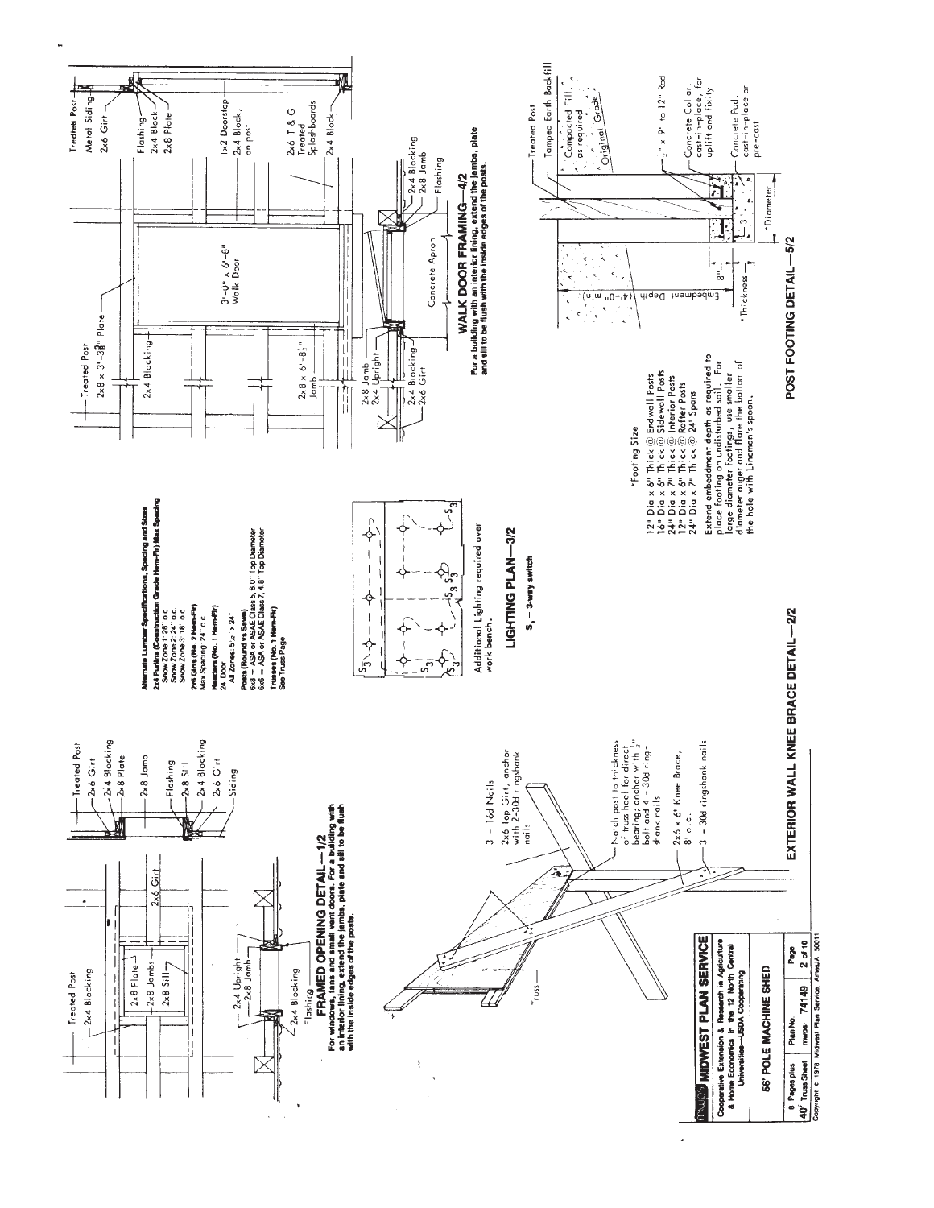# FRAMED OPENING DETAIL—1/2

**For windows, fans and small vent doors. For a building with an interior lining, extend the jambs, plate and sill to be flush with the inside edges of the posts.**

Treated Post
2x4 Blocking
2x8 Plate
2x8 Jambs
2x8 Sill
2x6 Girt
2x4 Upright
2x8 Jamb
2x4 Blocking
Flashing
Treated Post
2x6 Girt
2x4 Blocking
2x8 Plate
2x8 Jamb
Flashing
2x8 Sill
2x4 Blocking
2x6 Girt
Siding

# EXTERIOR WALL KNEE BRACE DETAIL—2/2

3 - 16d Nails
2x6 Top Girt, anchor with 2-30d ringshank nails
Notch post to thickness of truss heel for direct bearing; anchor with ½" bolt and 4 - 30d ring-shank nails
2x6 x 6' Knee Brace, 8' o.c.
3 - 30d ringshank nails
Truss

**Alternate Lumber Specifications, Spacing and Sizes**

**2x4 Purlins (Construction Grade Hem-Fir) Max Spacing**
Snow Zone 1: 28" o.c.
Snow Zone 2: 24" o.c.
Snow Zone 3: 18" o.c.

**2x6 Girts (No. 2 Hem-Fir)**
Max Spacing: 24" o.c.

**Headers (No. 1 Hem-Fir)**
24' Door
All Zones: 5½" x 24"

**Posts (Round vs Sawn)**
6x8 = ASA or ASAE Class 5, 6.0" Top Diameter
6x6 = ASA or ASAE Class 7, 4.8" Top Diameter

**Trusses (No. 1 Hem-Fir)**
See Truss Page

# LIGHTING PLAN—3/2

Additional Lighting required over work bench.

**$S_3$ = 3-way switch**

# WALK DOOR FRAMING—4/2

**For a building with an interior lining, extend the jambs, plate and sill to be flush with the inside edges of the posts.**

Treated Post
2x8 x 3'-3⅜" Plate
2x4 Blocking
2x8 x 6'-8½" Jamb
3'-0" x 6'-8" Walk Door
Concrete Apron
2x8 Jamb
2x4 Upright
2x4 Blocking
2x6 Girt
2x4 Blocking
2x8 Jamb
Flashing
Treated Post
Metal Siding
2x6 Girt
Flashing
2x4 Block
2x8 Plate
1x2 Doorstop
2x4 Block, on post
2x6 T & G Treated Splashboards
2x4 Block

# POST FOOTING DETAIL—5/2

*Footing Size
12" Dia x 6" Thick @ Endwall Posts
16" Dia x 6" Thick @ Sidewall Posts
24" Dia x 7" Thick @ Interior Posts
12" Dia x 6" Thick @ Rafter Posts
24" Dia x 7" Thick @ 24' Spans

Extend embedment depth as required to place footing on undisturbed soil. For large diameter footings, use smaller diameter auger and flare the bottom of the hole with Lineman's spoon.

Treated Post
Tamped Earth Backfill
Compacted Fill, as required
Original Grade
½" x 9" to 12" Rod
Concrete Collar, cast-in-place, for uplift and fixity
Concrete Pad, cast-in-place or pre-cast
Embedment Depth (4'-0" min)
8"
3"
*Thickness
*Diameter

**MIDWEST PLAN SERVICE**
Cooperative Extension & Research in Agriculture & Home Economics in the 12 North Central Universities—USDA Cooperating

**56' POLE MACHINE SHED**

| 8 Pages plus 40' Truss Sheet | Plan No. mwps- 74149 | Page 2 of 10 |
|---|---|---|

Copyright © 1978 Midwest Plan Service, Ames, IA 50011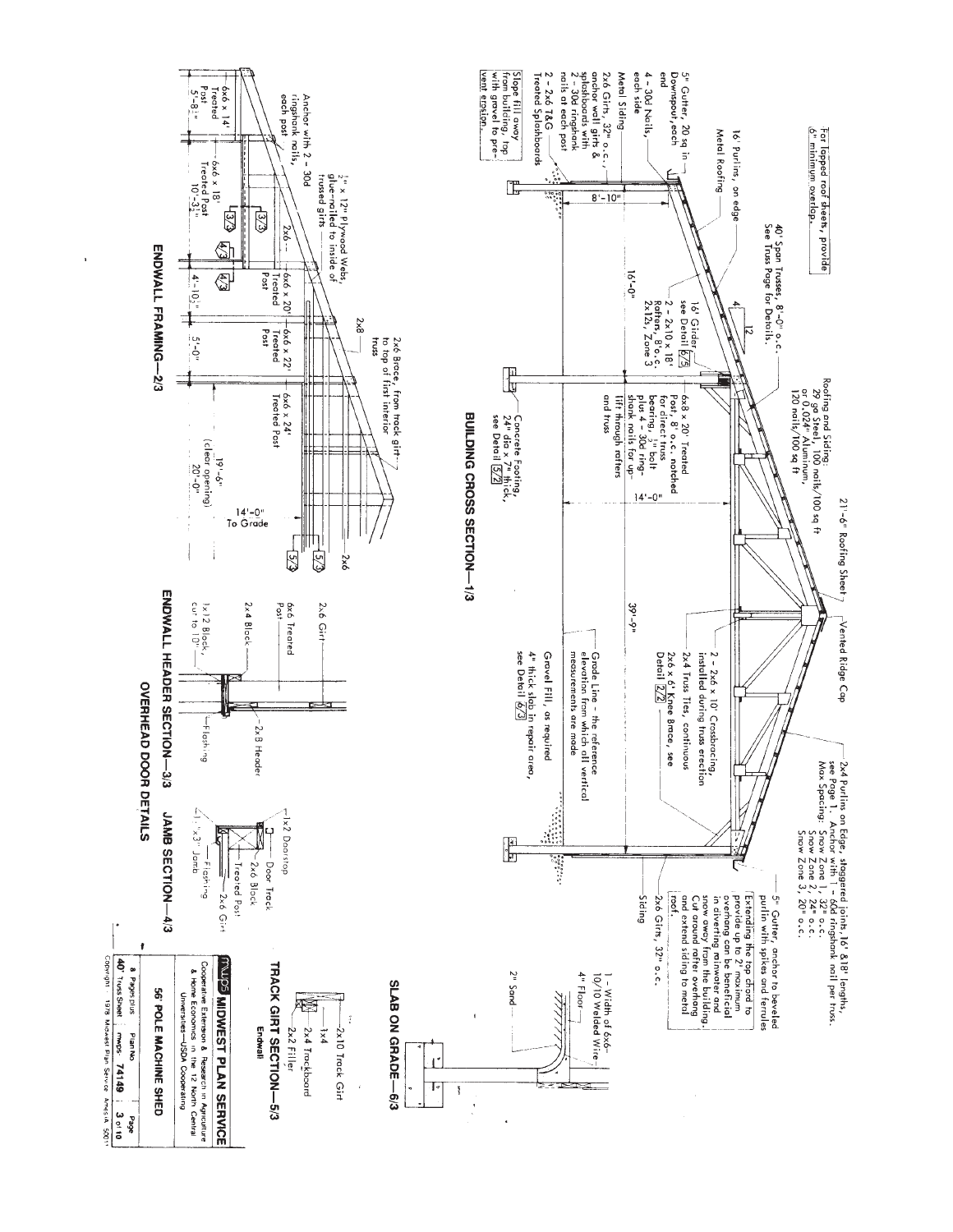For lapped roof sheets, provide 6" minimum overlap.

## BUILDING CROSS SECTION—1/3

- 16' Purlins, on edge
- Metal Roofing
- 5" Gutter, 20 sq in — Downspout, each end
- 4 - 30d Nails, each side
- Metal Siding
- 2x6 Girts, 32" o.c., anchor wall girts & splashboards with 2 - 30d ringshank nails at each post
- 2 - 2x6 T&G Treated Splashboards
- Slope fill away from building, top with gravel to prevent erosion.
- 8'-10"
- 16'-0"
- 40' Span Trusses, 8'-0" o.c. See Truss Page for Details.
- 4/12
- 16' Girder, see Detail 6/5
- 2 - 2x10 x 18' Rafters, 8' o.c. 2x12s, Zone 3
- Roofing and Siding: 29 ga Steel, 100 nails/100 sq ft or 0.024" Aluminum, 120 nails/100 sq ft
- 6x8 x 20' Treated Post, 8' o.c. notched for direct truss bearing, 3/4" bolt plus 4 - 30d ringshank nails for uplift through rafters and truss
- Concrete Footing, 24" dia x 7" thick, see Detail 5/2
- 14'-0"
- 21'-6" Roofing Sheet
- Vented Ridge Cap
- 39'-9"
- 2 - 2x6 x 10' Crossbracing, installed during truss erection
- 2x4 Truss Ties, continuous
- 2x6 x 6' Knee Brace, see Detail 2/2
- Grade Line - the reference elevation from which all vertical measurements are made
- Gravel Fill, as required
- 4" thick slab in repair area, see Detail 6/3
- 2x4 Purlins on Edge, staggered joints, 16' & 18' lengths, see Page 1. Anchor with 1 - 60d ringshank nail per truss. Max Spacing: Snow Zone 1, 32" o.c. Snow Zone 2, 24" o.c. Snow Zone 3, 20" o.c.
- 5" Gutter, anchor to beveled purlin with spikes and ferrules
- Extending the top chord to provide up to 2' maximum overhang can be beneficial in diverting rainwater and snow away from the building. Cut around rafter overhang and extend siding to metal roof.
- Siding
- 2x6 Girts, 32" o.c.

## SLAB ON GRADE—6/3

- 1 - Width of 6x6-10/10 Welded Wire
- 4" Floor
- 2" Sand

## ENDWALL FRAMING—2/3

- 6x6 x 14' Treated Post — 5'-8½"
- Anchor with 2 - 30d ringshank nails, each post
- 6x6 x 18' Treated Post — 10'-3½"
- ½" x 12" Plywood Webs, glue-nailed to inside of trussed girts
- 2x6
- 6x6 x 20' Treated Post — 4'-10½"
- 6x6 x 22' Treated Post — 5'-0"
- 2x8
- 2x6 Brace, from track girt to top of first interior truss
- 6x6 x 24' Treated Post
- 19'-6" (clear opening) 20'-0"
- 14'-0" To Grade
- 2x6
- 3/3, 4/3, 5/3

## ENDWALL HEADER SECTION—3/3

- 2x6 Girt
- 6x6 Treated Post
- 2x4 Block
- 1x12 Block, cut to 10"
- Flashing
- 2x8 Header

## JAMB SECTION—4/3

- 1x2 Doorstop
- Door Track
- 2x6 Block
- Treated Post
- 2x6 Girt
- Flashing
- 1x3" Jamb

## OVERHEAD DOOR DETAILS

## TRACK GIRT SECTION—5/3

Endwall

- 2x10 Track Girt
- 1x4
- 2x4 Trackboard
- 2x2 Filler

**MWPS MIDWEST PLAN SERVICE**
Cooperative Extension & Research in Agriculture & Home Economics in the 12 North Central Universities—USDA Cooperating

**56' POLE MACHINE SHED**

| 8 Pages plus 40' Truss Sheet | Plan No. mwps-74149 | Page 3 of 10 |
|---|---|---|

Copyright 1978 Midwest Plan Service Ames IA 50011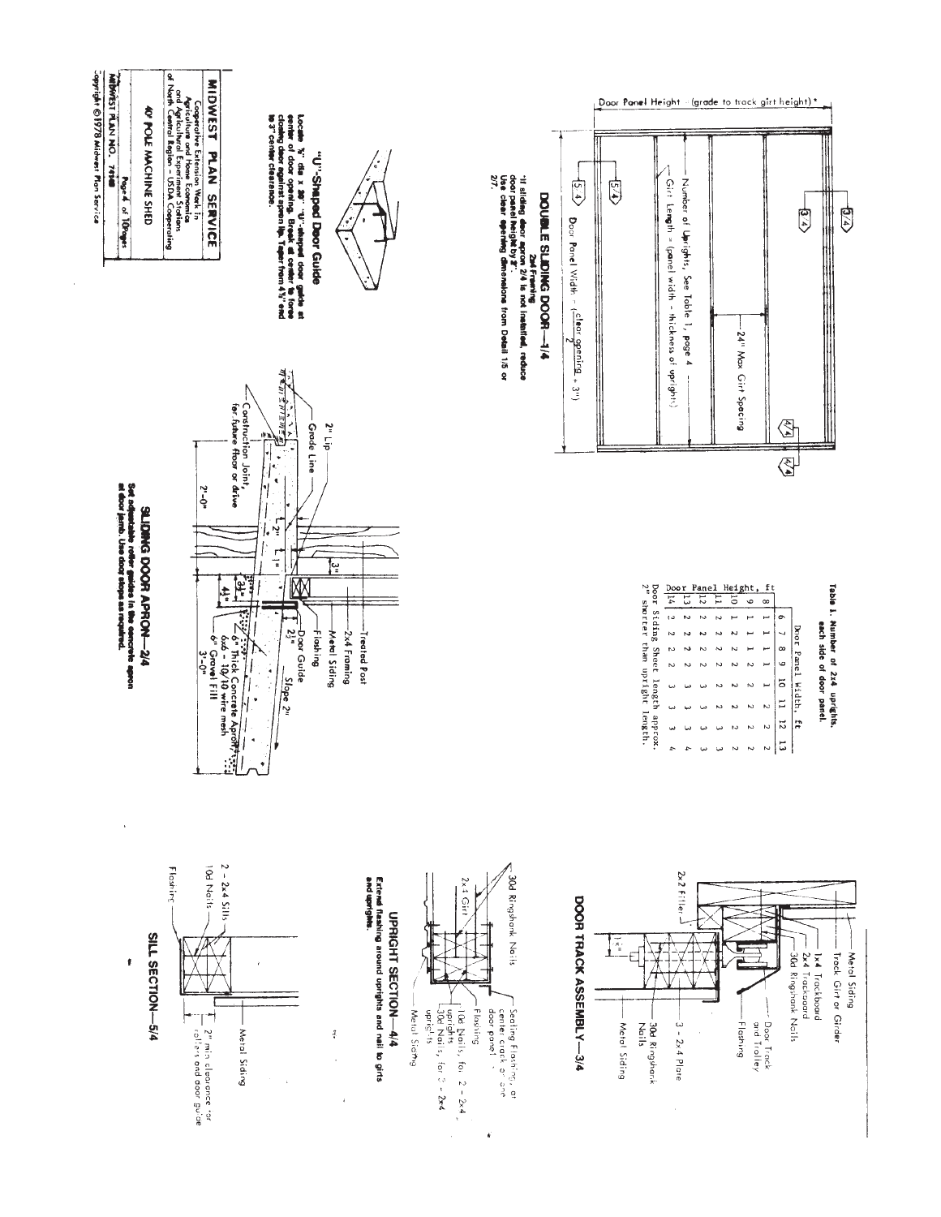# MIDWEST PLAN SERVICE

Cooperative Extension Work in Agriculture and Home Economics and Agricultural Experiment Stations of North Central Region - USDA Cooperating

40' POLE MACHINE SHED

MIDWEST PLAN NO. 74148

Copyright ©1978 Midwest Plan Service

## DOUBLE SLIDING DOOR—1/4

Door Panel Height = (grade to track girt height)*

Number of Uprights, See Table 1, page 4

Girt Length = (panel width - thickness of uprights)

24" Max Girt Spacing

Door Panel Width = $\left(\frac{\text{clear opening}}{2} + 3''\right)$

*If sliding door apron 2/4 is not installed, reduce door panel height by 3". Use clear opening dimensions from Detail 1/5 or 2/7.

### Table 1. Number of 2x4 uprights, each side of door panel.

| Door Panel Height, ft | Door Panel Width, ft 6 | 7 | 8 | 9 | 10 | 11 | 12 | 13 |
|---|---|---|---|---|---|---|---|---|
| 8 | 1 | 1 | 1 | 1 | 1 | 2 | 2 | 2 |
| 9 | 1 | 1 | 1 | 1 | 2 | 2 | 2 | 2 |
| 10 | 1 | 1 | 1 | 2 | 2 | 2 | 2 | 2 |
| 11 | 2 | 2 | 2 | 2 | 2 | 2 | 2 | 2 |
| 12 | 2 | 2 | 2 | 2 | 2 | 2 | 3 | 3 |
| 13 | 2 | 2 | 2 | 2 | 3 | 3 | 3 | 3 |
| 14 | 2 | 2 | 2 | 2 | 3 | 3 | 3 | 4 |

Door Siding Sheet length approx. 2" shorter than upright length.

## "U"-Shaped Door Guide

Locate ½" dia x 20" "U"-shaped door guide at center of door opening. Break at center to force closing door against apron lip. Taper from 4½" end to 3" center clearance.

## SLIDING DOOR APRON—2/4

Treated Post; 2x4 Framing; Metal Siding; Flashing; Door Guide; 2" Lip; Grade Line; 3"; 2"; 1"; 3½"; 4½"; 2½"; Slope 2"; 6" Thick Concrete Apron; 6x6 - 10/10 wire mesh; 6" Gravel Fill; 3'-0"; 2'-0"; Construction Joint, for future floor or drive

Set adjustable roller guides in the concrete apron at door jamb. Use door stops as required.

## DOOR TRACK ASSEMBLY—3/4

Metal Siding; Track Girt or Girder; 1x4 Trackboard; 2x4 Trackboard; 30d Ringshank Nails; Door Track and Trolley; Flashing; 2x2 Filler; 1½"; 3 - 2x4 Plate; 30d Ringshank Nails; Metal Siding

## UPRIGHT SECTION—4/4

30d Ringshank Nails; 2x4 Girt; Sealing Flashing, at center crack of one door panel; Flashing; 10d Nails, for 2 - 2x4 uprights; 30d Nails, for 3 - 2x4 uprights; Metal Siding

Extend flashing around uprights and nail to girts and uprights.

## SILL SECTION—5/4

2 - 2x4 Sills; 10d Nails; Flashing; Metal Siding; 2" min clearance for rollers and door guide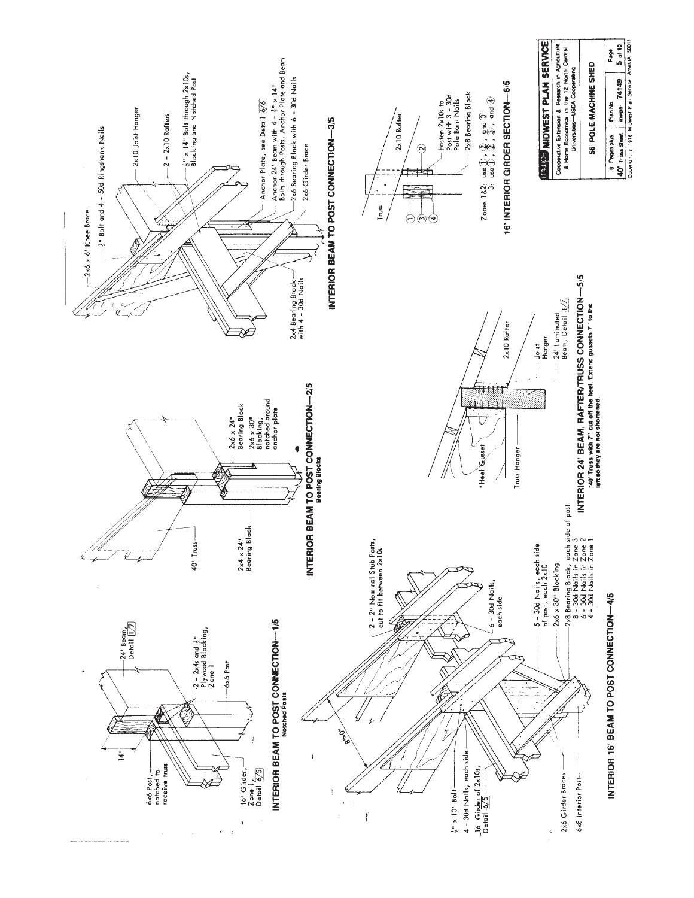## INTERIOR BEAM TO POST CONNECTION—1/5

**Notched Posts**

- 14"
- 24' Beam, Detail 1/7
- 6x6 Post, notched to receive truss
- 2 - 2x4s and ½" Plywood Blocking, Zone 1
- 6x6 Post
- 16' Girder, Zone 1, Detail 6/5

## INTERIOR BEAM TO POST CONNECTION—2/5

**Bearing Blocks**

- 40' Truss
- 2x4 x 24" Bearing Block
- 2x6 x 24" Bearing Block
- 2x6 x 30" Blocking, notched around anchor plate

## INTERIOR BEAM TO POST CONNECTION—3/5

- 2x6 x 6' Knee Brace
- ½" Bolt and 4 - 50d Ringshank Nails
- 2x10 Joist Hanger
- 2 - 2x10 Rafters
- ½" x 14" Bolt through 2x10s, Blocking and Notched Post
- Anchor Plate, see Detail 6/6
- Anchor 24' Beam with 4 - ½" x 14" Bolts through Posts, Anchor Plate and Beam
- 2x6 Bearing Block with 6 - 30d Nails
- 2x6 Girder Brace
- 2x4 Bearing Block with 4 - 30d Nails

## INTERIOR 16' BEAM TO POST CONNECTION—4/5

- 8'-0"
- 2 - 2" Nominal Stub Posts, cut to fit between 2x10s
- 6 - 30d Nails, each side
- ½" x 10" Bolt
- 4 - 30d Nails, each side
- 16' Girder of 2x10s, Detail 6/5
- 5 - 30d Nails, each side of post, each 2x10
- 2x6 x 30" Blocking
- 2x6 Girder Braces
- 2x8 Bearing Block, each side of post
  - 8 - 30d Nails in Zone 3
  - 6 - 30d Nails in Zone 2
  - 4 - 30d Nails in Zone 1
- 6x8 Interior Post

## INTERIOR 24' BEAM, RAFTER/TRUSS CONNECTION—5/5

- \*Heel Gusset
- Truss Hanger
- Joist Hanger
- 24' Laminated Beam, Detail 1/7
- 2x10 Rafter

**\*40' Truss with 7" cut off the heel. Extend gussets 7" to the left so they are not shortened.**

## 16' INTERIOR GIRDER SECTION—6/5

- Truss
- 2x10 Rafter
- Fasten 2x10s to Post with 3 - 30d Pole Barn Nails
- 2x8 Bearing Block
- ①, ②, ③, ④

Zones 1&2: use ①, ②, and ③
3: use ①, ②, ③, and ④

---

**MWPS MIDWEST PLAN SERVICE**

Cooperative Extension & Research in Agriculture & Home Economics in the 12 North Central Universities—USDA Cooperating

**56' POLE MACHINE SHED**

| 8 Pages plus 40' Truss Sheet | Plan No. mwps- 74149 | Page 5 of 10 |
|---|---|---|

Copyright © 1976 Midwest Plan Service Ames, IA 50011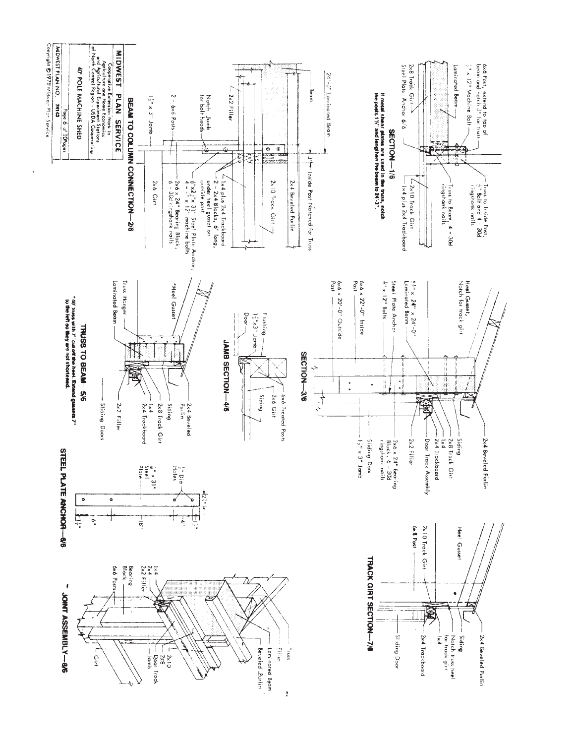## SECTION—1/6

6x6 Post, extend to top of beam and notch 3" for truss

½" x 12" Machine Bolt

Laminated Beam

2x8 Track Girt

Steel Plate Anchor 6/6

Truss to Inside Post, ½" Bolt and 4 - 30d ringshank nails

Truss to Beam, 4 - 30d ringshank nails

2x10 Track Girt

1x4 plus 2x4 Trackboard

**If metal shear plates are used in the truss, notch the posts 1½" and lengthen the beam to 24'-3".**

## BEAM TO COLUMN CONNECTION—2/6

24'-0" Laminated Beam

Beam

3¼" Inside Post Notched for Truss

2x4 Beveled Purlin

2x10 Track Girt

2x2 Filler

Notch Jamb for bolt heads

1x4 plus 2x4 Trackboard

2 - 2x4 Blocks, 6" long, under heel gusset on outside post

⅜"x2½" x 31" Steel Plate Anchor, 4 - ½" x 12" machine bolts

2x6 x 24" Bearing Block, 6 - 30d ringshank nails

2 - 6x6 Posts

1½" x 3" Jamb

2x6 Girt

## SECTION—3/6

Heel Gusset, Notch for track girt

5½" x 24" x 24'-0" Laminated Beam

Steel Plate Anchor

½" x 12" Bolts

6x6 x 22'-0" Inside Post

6x6 x 20'-0" Outside Post

2x4 Beveled Purlin

Siding

2x8 Track Girt

1x4

2x4 Trackboard

Door Track Assembly

2x6 x 24" Bearing Block, 6 - 30d ringshank nails

2x2 Filler

Sliding Door

1½" x 3" Jamb

## JAMB SECTION—4/6

Flashing

1½"x3" Jamb

Door

6x6 Treated Posts

2x6 Girt

Siding

## TRUSS TO BEAM—5/6

*Heel Gusset

Truss Hanger

Laminated Beam

2x4 Beveled Purlin

Siding

2x8 Track Girt

1x4

2x4 Trackboard

2x2 Filler

Sliding Doors

***40' truss with 7' cut off the heel. Extend gussets 7" to the left so they are not shortened.**

## TRACK GIRT SECTION—7/6

Heel Gusset

2x10 Track Girt

6x8 Post

2x4 Beveled Purlin

Siding

Notch truss heel for track girt

1x4

2x4 Trackboard

Sliding Door

## STEEL PLATE ANCHOR—6/6

½" Dia Holes

⅜" x 31" Steel Plate

2½"

1½"

6"

18"

4"

1½"

## JOINT ASSEMBLY—8/6

1x4

2x4

2x2 Filler

Bearing Block

6x6 Posts

Truss

Filler

Laminated Beam

Beveled Purlin

2x10

2x8

Door Track

Jamb

Girt

---

**MIDWEST PLAN SERVICE**

Cooperative Extension Work in Agriculture and Home Economics and Agricultural Experiment Stations of North Central Region - USDA Cooperating

40' POLE MACHINE SHED

MIDWEST PLAN NO. 74143

Copyright © 1978 Midwest Plan Service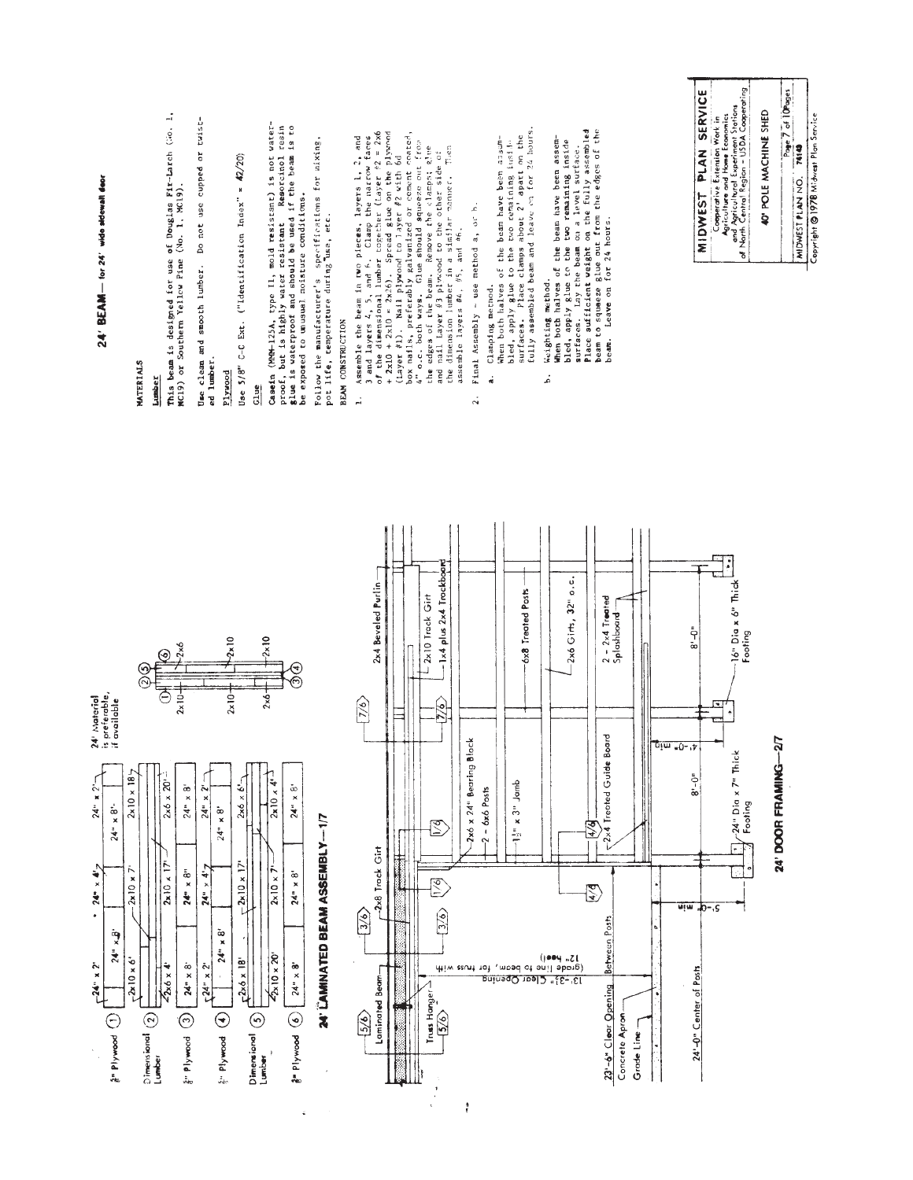## 24' BEAM — for 24' wide sidewall door

### MATERIALS

Lumber

This beam is designed for use of Douglas Fir-Larch (No. 1, MC19) or Southern Yellow Pine (No. 1, MC19).

Use clean and smooth lumber. Do not use cupped or twisted lumber.

Plywood

Use 5/8" C-C Ext. ("Identification Index" = 42/20)

Glue

Casein (MMM-125A, type II, mold resistant) is not waterproof, but is highly water resistant. Resorcinol resin glue is waterproof and should be used if the beam is to be exposed to unusual moisture conditions.

Follow the manufacturer's specifications for mixing, pot life, temperature during use, etc.

### BEAM CONSTRUCTION

1. Assemble the beam in two pieces, layers 1, 2, and 3 and layers 4, 5, and 6. Clamp the narrow faces of the dimensional lumber together (Layer #2 = 2x6 + 2x10 + 2x10 = 2x26). Spread glue on the plywood (Layer #1). Nail plywood to Layer #2 with 6d box nails, preferably galvanized or cement coated, 4" o.c. both ways. Glue should squeeze out from the edges of the beam. Remove the clamps; glue and nail Layer #3 plywood to the other side of the dimension lumber in a similar manner. Then assemble layers #4, #5, and #6.

2. Final Assembly - use method a, or b.

   a. Clamping method.
   When both halves of the beam have been assembled, apply glue to the two remaining inside surfaces. Place clamps about 2' apart on the fully assembled beam and leave on for 24 hours.

   b. Weighting method.
   When both halves of the beam have been assembled, apply glue to the two remaining inside surfaces. Lay the beam on a level surface. Place sufficient weight on the fully assembled beam to squeeze glue out from the edges of the beam. Leave on for 24 hours.

24' LAMINATED BEAM ASSEMBLY—1/7

24' Material is preferable, if available

| Layer | | | | |
|---|---|---|---|---|
| ⅝" Plywood ① | 24" x 2' | 24" x 8' | 24" x 4' | 24" x 8' / 24" x 2' |
| Dimensional Lumber ② | 2x10 x 6' | 2x10 x 7' | | 2x10 x 18' |
| | 2x6 x 4' | 2x10 x 17' | | 2x6 x 20' |
| ⅝" Plywood ③ | 24" x 8' | 24" x 8' | | 24" x 8' |
| ⅝" Plywood ④ | 24" x 2' / 24" x 8' | 24" x 4' / 24" x 8' | | 24" x 2' |
| Dimensional Lumber ⑤ | 2x6 x 18' | 2x10 x 17' | | 2x6 x 6' |
| | 2x10 x 20' | 2x10 x 7' | | 2x10 x 4' |
| ⅝" Plywood ⑥ | 24" x 8' | 24" x 8' | | 24" x 8' |

Section: ① ② ⑤ ⑥ — 2x10, 2x6, 2x10, 2x10, 2x6, 2x10 — ③ ④

24' DOOR FRAMING—2/7

Labels: 5/6; Laminated Beam; Truss Hanger; 5/6; 3/6; 2x8 Track Girt; 3/6; 1/6; 1/6; 2x6 x 24" Bearing Block; 2 - 6x6 Posts; 1½" x 3" Jamb; 4/6; 4/6; 2x4 Treated Guide Board; 7/6; 7/6; 2x4 Beveled Purlin; 2x10 Track Girt; 1x4 plus 2x4 Trackboard; 6x8 Treated Posts; 2x6 Girts, 32" o.c.; 2 - 2x4 Treated Splashboard; 13'-3½" Clear Opening (grade line to beam, for truss with 12" heel); 23'-6" Clear Opening Between Posts; Concrete Apron; Grade Line; 24'-0" Center of Posts; 5'-0"; 24" Dia x 7" Thick Footing; 8'-0"; 4'-0"; 8'-0"; 16" Dia x 6" Thick Footing

MIDWEST PLAN SERVICE
Cooperative Extension Work in Agriculture and Home Economics and Agricultural Experiment Stations of North Central Region - USDA Cooperating

40' POLE MACHINE SHED

MIDWEST PLAN NO. 74140

Copyright © 1978 Midwest Plan Service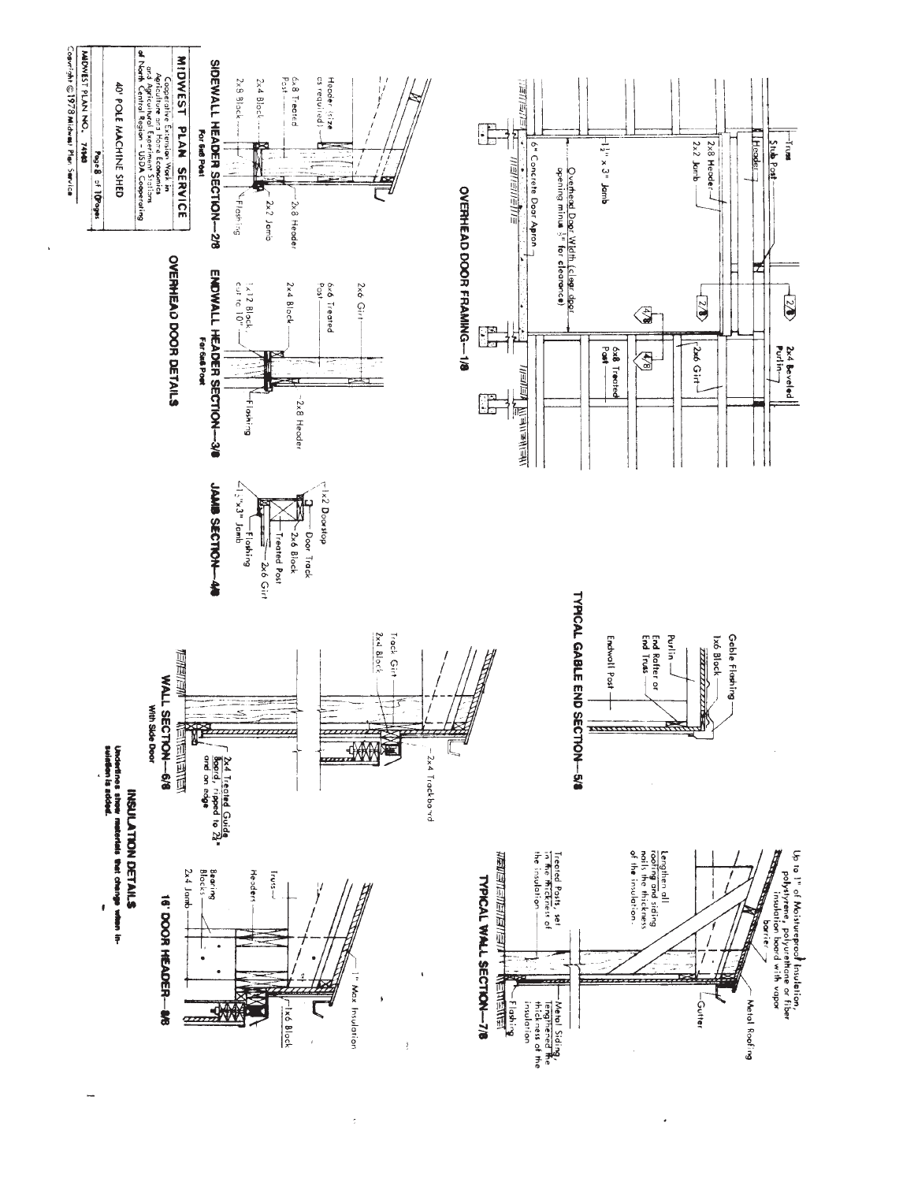## OVERHEAD DOOR FRAMING—1/8

Truss
Stub Post
Header
2x8 Header
2x2 Jamb
1½" x 3" Jamb
Overhead Door Width (clear door opening minus ½" for clearance)
6" Concrete Door Apron
2x4 Beveled Purlin
2/8
2/8
4/8
4/8
3/8
2x6 Girt
6x8 Treated Post

## OVERHEAD DOOR DETAILS

### SIDEWALL HEADER SECTION—2/8
For 6x8 Post

Header size as required
6x8 Treated Post
2x4 Block
2x8 Block
2x8 Header
2x2 Jamb
Flashing

### ENDWALL HEADER SECTION—3/8
For 6x6 Post

2x6 Girt
6x6 Treated Post
2x4 Block
1x12 Block, cut to 10"
2x8 Header
Flashing

### JAMB SECTION—4/8

1x2 Doorstop
Door Track
2x6 Block
Treated Post
2x6 Girt
1½"x3" Jamb
Flashing

## TYPICAL GABLE END SECTION—5/8

Gable Flashing
1x6 Block
Purlin
End Rafter or End Truss
Endwall Post

## INSULATION DETAILS

Underlines show materials that change when insulation is added.

### WALL SECTION—6/8
With Slide Door

Track Girt
2x4 Block
2x4 Trackboard
2x4 Treated Guide Board, ripped to 2½" and on edge

### TYPICAL WALL SECTION—7/8

Up to 1" of Moistureproof Insulation, polystyrene, polyurethane or fiber insulation board with vapor barrier.
Metal Roofing
Gutter
Lengthen all roofing and siding nails the thickness of the insulation.
Treated Posts, set in the thickness of the insulation
Metal Siding, lengthened the thickness of the insulation
Flashing

### 16' DOOR HEADER—8/8

1" Max Insulation
Truss
Headers
Bearing Blocks
2x4 Jamb
1x6 Block

| | |
|---|---|
| MIDWEST PLAN SERVICE | |
| Cooperative Extension Work in Agriculture and Home Economics and Agricultural Experiment Stations of North Central Region - USDA Cooperating | |
| 40' POLE MACHINE SHED | |
| MIDWEST PLAN NO. 74140 | Page 8 of 10 Pages |

Copyright © 1978 Midwest Plan Service